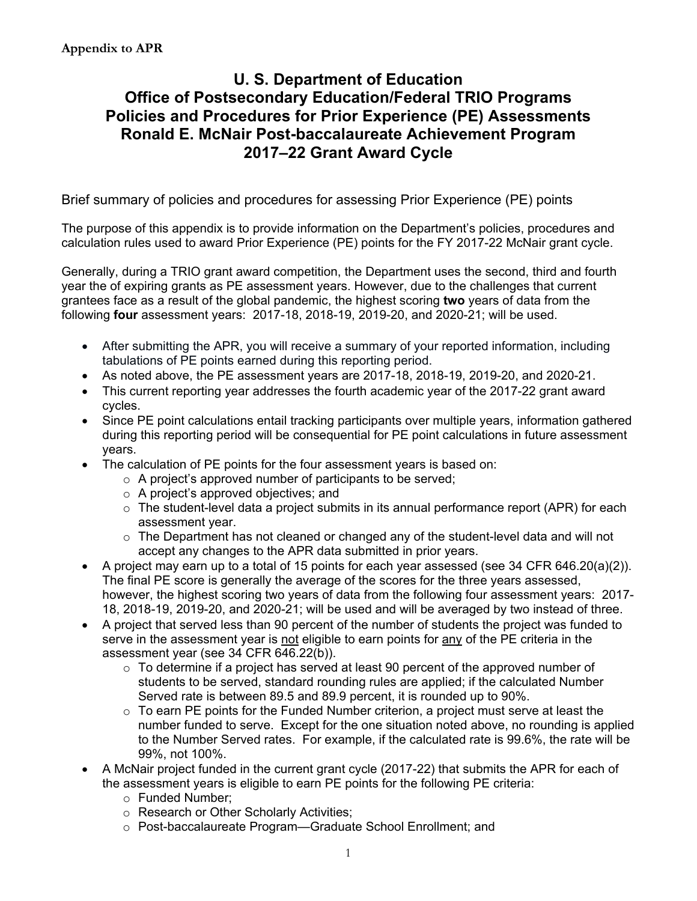**Appendix to APR**

# U. S. Department of Education
# Office of Postsecondary Education/Federal TRIO Programs
# Policies and Procedures for Prior Experience (PE) Assessments
# Ronald E. McNair Post-baccalaureate Achievement Program
# 2017–22 Grant Award Cycle

Brief summary of policies and procedures for assessing Prior Experience (PE) points

The purpose of this appendix is to provide information on the Department's policies, procedures and calculation rules used to award Prior Experience (PE) points for the FY 2017-22 McNair grant cycle.

Generally, during a TRIO grant award competition, the Department uses the second, third and fourth year the of expiring grants as PE assessment years. However, due to the challenges that current grantees face as a result of the global pandemic, the highest scoring **two** years of data from the following **four** assessment years: 2017-18, 2018-19, 2019-20, and 2020-21; will be used.

- After submitting the APR, you will receive a summary of your reported information, including tabulations of PE points earned during this reporting period.
- As noted above, the PE assessment years are 2017-18, 2018-19, 2019-20, and 2020-21.
- This current reporting year addresses the fourth academic year of the 2017-22 grant award cycles.
- Since PE point calculations entail tracking participants over multiple years, information gathered during this reporting period will be consequential for PE point calculations in future assessment years.
- The calculation of PE points for the four assessment years is based on:
  - A project's approved number of participants to be served;
  - A project's approved objectives; and
  - The student-level data a project submits in its annual performance report (APR) for each assessment year.
  - The Department has not cleaned or changed any of the student-level data and will not accept any changes to the APR data submitted in prior years.
- A project may earn up to a total of 15 points for each year assessed (see 34 CFR 646.20(a)(2)). The final PE score is generally the average of the scores for the three years assessed, however, the highest scoring two years of data from the following four assessment years: 2017-18, 2018-19, 2019-20, and 2020-21; will be used and will be averaged by two instead of three.
- A project that served less than 90 percent of the number of students the project was funded to serve in the assessment year is <u>not</u> eligible to earn points for <u>any</u> of the PE criteria in the assessment year (see 34 CFR 646.22(b)).
  - To determine if a project has served at least 90 percent of the approved number of students to be served, standard rounding rules are applied; if the calculated Number Served rate is between 89.5 and 89.9 percent, it is rounded up to 90%.
  - To earn PE points for the Funded Number criterion, a project must serve at least the number funded to serve. Except for the one situation noted above, no rounding is applied to the Number Served rates. For example, if the calculated rate is 99.6%, the rate will be 99%, not 100%.
- A McNair project funded in the current grant cycle (2017-22) that submits the APR for each of the assessment years is eligible to earn PE points for the following PE criteria:
  - Funded Number;
  - Research or Other Scholarly Activities;
  - Post-baccalaureate Program—Graduate School Enrollment; and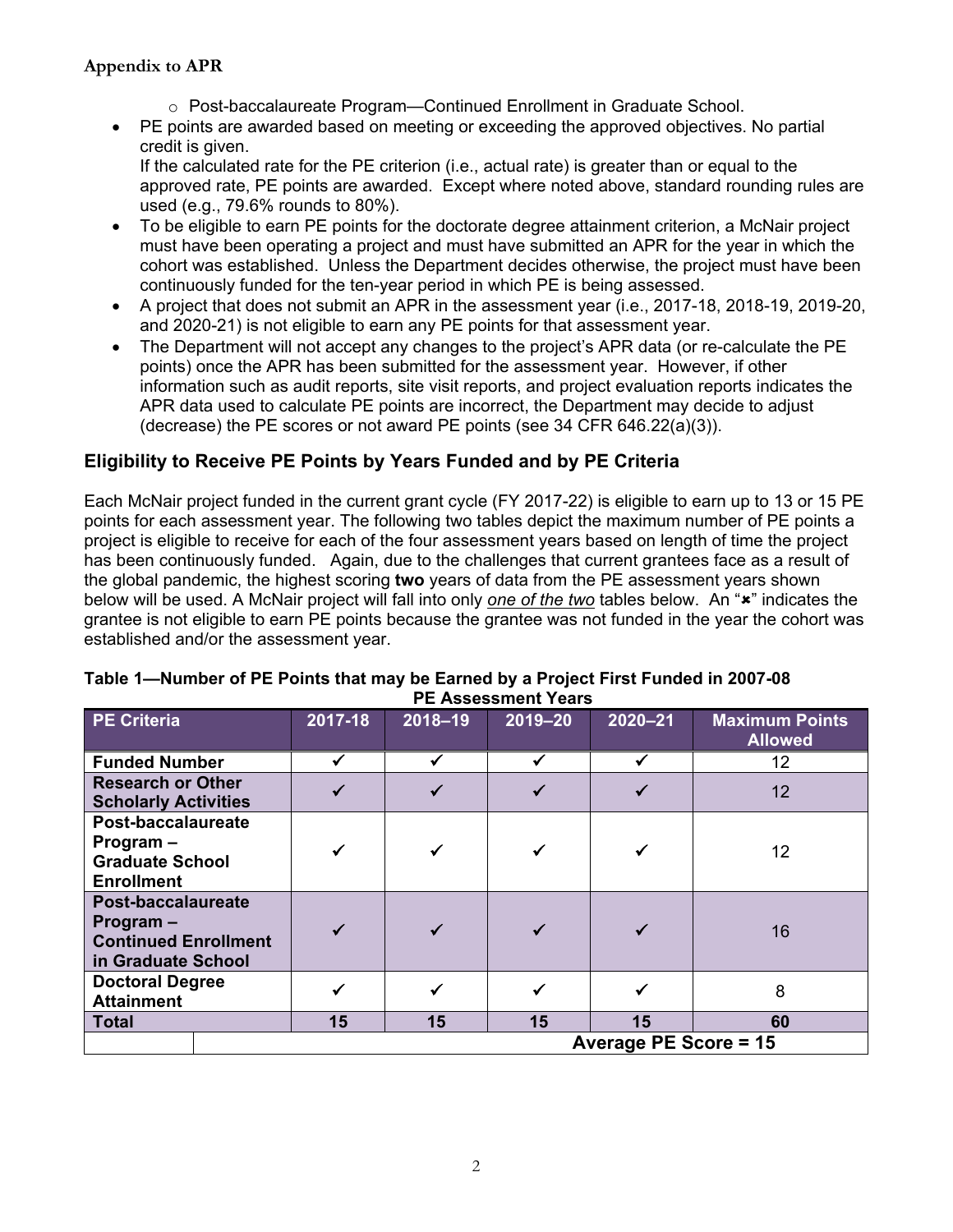- Post-baccalaureate Program—Continued Enrollment in Graduate School.

- PE points are awarded based on meeting or exceeding the approved objectives. No partial credit is given.
  If the calculated rate for the PE criterion (i.e., actual rate) is greater than or equal to the approved rate, PE points are awarded. Except where noted above, standard rounding rules are used (e.g., 79.6% rounds to 80%).
- To be eligible to earn PE points for the doctorate degree attainment criterion, a McNair project must have been operating a project and must have submitted an APR for the year in which the cohort was established. Unless the Department decides otherwise, the project must have been continuously funded for the ten-year period in which PE is being assessed.
- A project that does not submit an APR in the assessment year (i.e., 2017-18, 2018-19, 2019-20, and 2020-21) is not eligible to earn any PE points for that assessment year.
- The Department will not accept any changes to the project's APR data (or re-calculate the PE points) once the APR has been submitted for the assessment year. However, if other information such as audit reports, site visit reports, and project evaluation reports indicates the APR data used to calculate PE points are incorrect, the Department may decide to adjust (decrease) the PE scores or not award PE points (see 34 CFR 646.22(a)(3)).

## Eligibility to Receive PE Points by Years Funded and by PE Criteria

Each McNair project funded in the current grant cycle (FY 2017-22) is eligible to earn up to 13 or 15 PE points for each assessment year. The following two tables depict the maximum number of PE points a project is eligible to receive for each of the four assessment years based on length of time the project has been continuously funded. Again, due to the challenges that current grantees face as a result of the global pandemic, the highest scoring **two** years of data from the PE assessment years shown below will be used. A McNair project will fall into only *one of the two* tables below. An "✖" indicates the grantee is not eligible to earn PE points because the grantee was not funded in the year the cohort was established and/or the assessment year.

**Table 1—Number of PE Points that may be Earned by a Project First Funded in 2007-08**

| | PE Assessment Years | | | | |
|---|---|---|---|---|---|
| **PE Criteria** | **2017-18** | **2018–19** | **2019–20** | **2020–21** | **Maximum Points Allowed** |
| **Funded Number** | ✓ | ✓ | ✓ | ✓ | 12 |
| **Research or Other Scholarly Activities** | ✓ | ✓ | ✓ | ✓ | 12 |
| **Post-baccalaureate Program – Graduate School Enrollment** | ✓ | ✓ | ✓ | ✓ | 12 |
| **Post-baccalaureate Program – Continued Enrollment in Graduate School** | ✓ | ✓ | ✓ | ✓ | 16 |
| **Doctoral Degree Attainment** | ✓ | ✓ | ✓ | ✓ | 8 |
| **Total** | **15** | **15** | **15** | **15** | **60** |
| | | | | | **Average PE Score = 15** |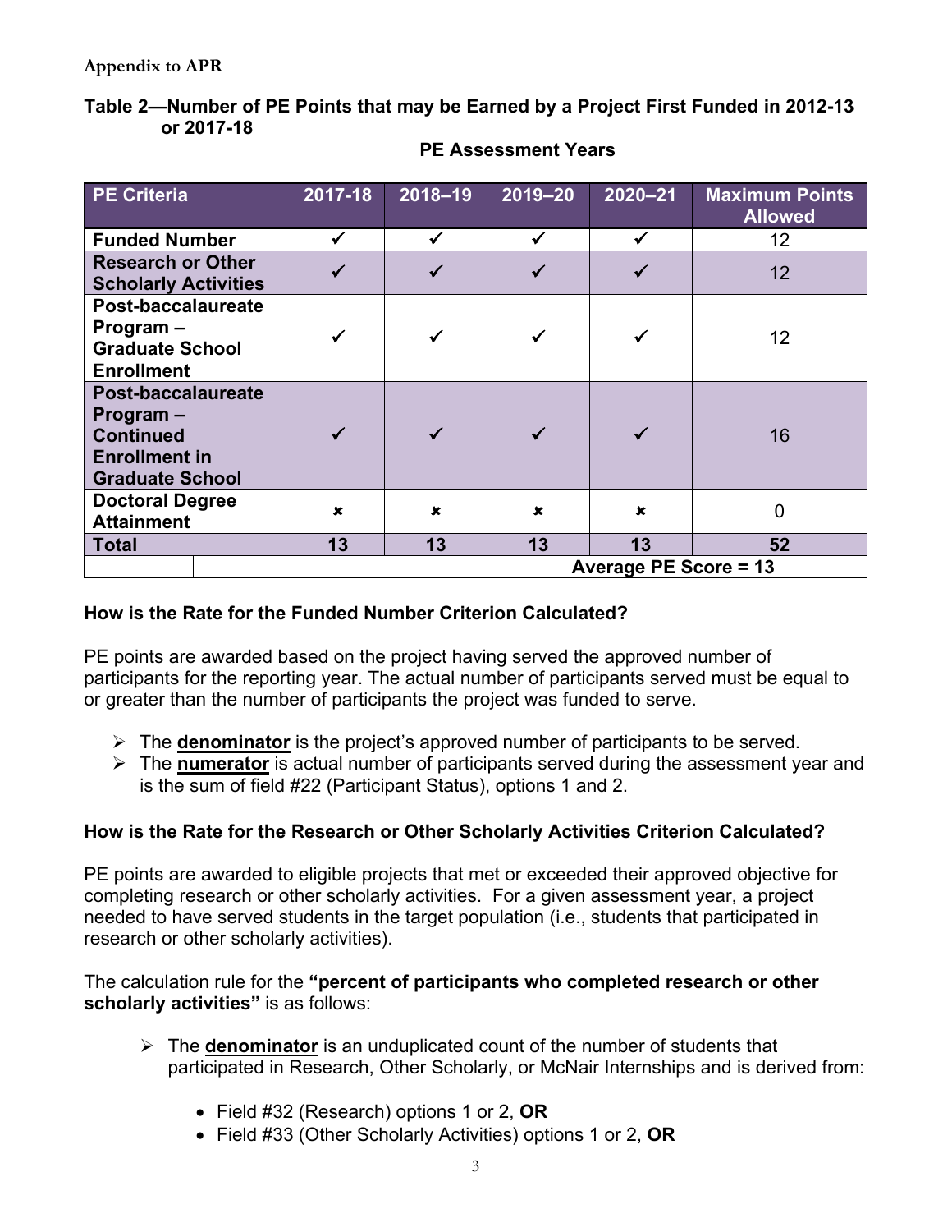**Appendix to APR**

### Table 2—Number of PE Points that may be Earned by a Project First Funded in 2012-13 or 2017-18

**PE Assessment Years**

| PE Criteria | 2017-18 | 2018–19 | 2019–20 | 2020–21 | Maximum Points Allowed |
|---|---|---|---|---|---|
| Funded Number | ✔ | ✔ | ✔ | ✔ | 12 |
| Research or Other Scholarly Activities | ✔ | ✔ | ✔ | ✔ | 12 |
| Post-baccalaureate Program – Graduate School Enrollment | ✔ | ✔ | ✔ | ✔ | 12 |
| Post-baccalaureate Program – Continued Enrollment in Graduate School | ✔ | ✔ | ✔ | ✔ | 16 |
| Doctoral Degree Attainment | ✘ | ✘ | ✘ | ✘ | 0 |
| **Total** | **13** | **13** | **13** | **13** | **52** |
| | | | | | **Average PE Score = 13** |

### How is the Rate for the Funded Number Criterion Calculated?

PE points are awarded based on the project having served the approved number of participants for the reporting year. The actual number of participants served must be equal to or greater than the number of participants the project was funded to serve.

- The **denominator** is the project's approved number of participants to be served.
- The **numerator** is actual number of participants served during the assessment year and is the sum of field #22 (Participant Status), options 1 and 2.

### How is the Rate for the Research or Other Scholarly Activities Criterion Calculated?

PE points are awarded to eligible projects that met or exceeded their approved objective for completing research or other scholarly activities. For a given assessment year, a project needed to have served students in the target population (i.e., students that participated in research or other scholarly activities).

The calculation rule for the **"percent of participants who completed research or other scholarly activities"** is as follows:

- The **denominator** is an unduplicated count of the number of students that participated in Research, Other Scholarly, or McNair Internships and is derived from:
  - Field #32 (Research) options 1 or 2, **OR**
  - Field #33 (Other Scholarly Activities) options 1 or 2, **OR**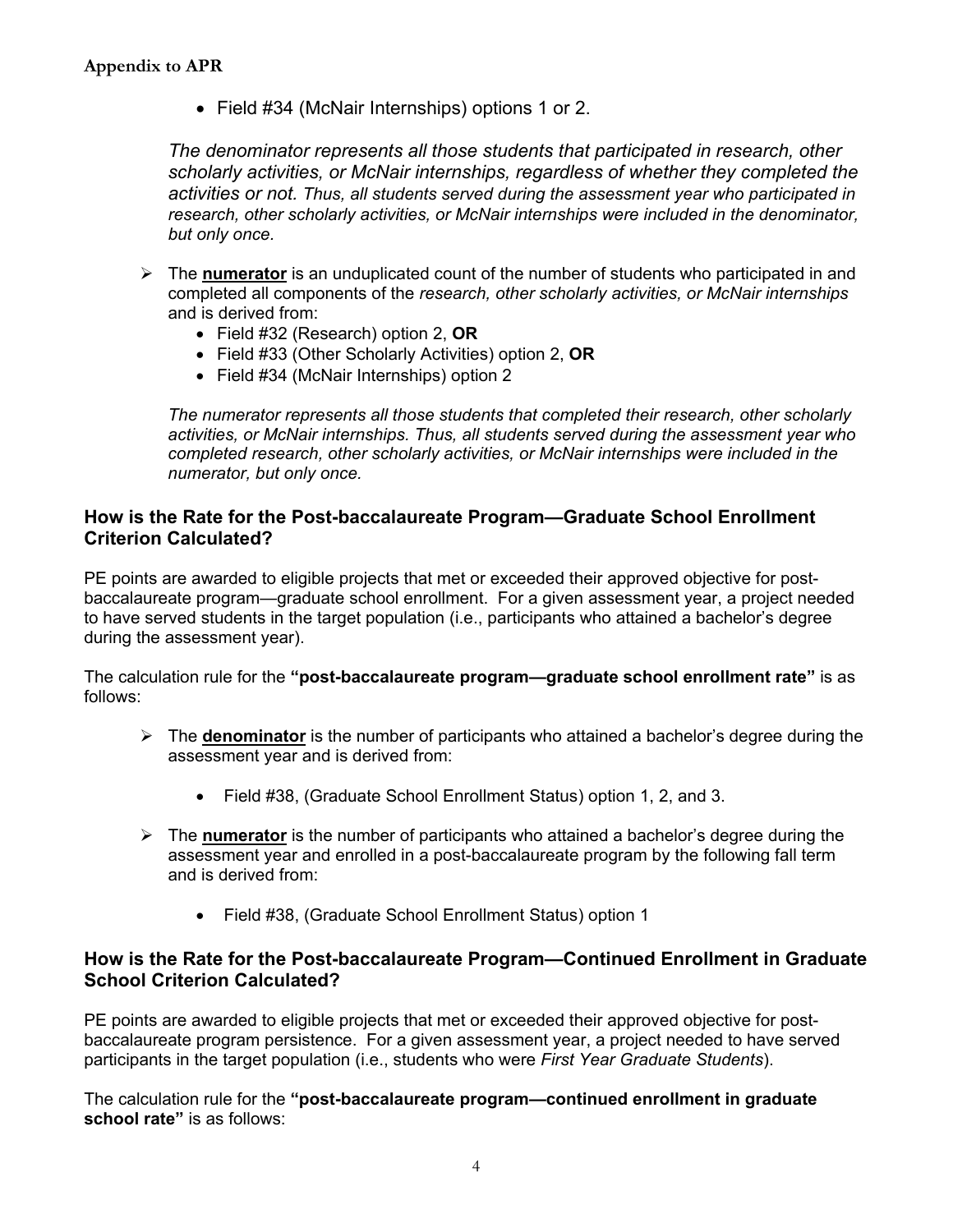- Field #34 (McNair Internships) options 1 or 2.

*The denominator represents all those students that participated in research, other scholarly activities, or McNair internships, regardless of whether they completed the activities or not. Thus, all students served during the assessment year who participated in research, other scholarly activities, or McNair internships were included in the denominator, but only once.*

- The **numerator** is an unduplicated count of the number of students who participated in and completed all components of the *research, other scholarly activities, or McNair internships* and is derived from:
  - Field #32 (Research) option 2, **OR**
  - Field #33 (Other Scholarly Activities) option 2, **OR**
  - Field #34 (McNair Internships) option 2

*The numerator represents all those students that completed their research, other scholarly activities, or McNair internships. Thus, all students served during the assessment year who completed research, other scholarly activities, or McNair internships were included in the numerator, but only once.*

### How is the Rate for the Post-baccalaureate Program—Graduate School Enrollment Criterion Calculated?

PE points are awarded to eligible projects that met or exceeded their approved objective for post-baccalaureate program—graduate school enrollment. For a given assessment year, a project needed to have served students in the target population (i.e., participants who attained a bachelor's degree during the assessment year).

The calculation rule for the **"post-baccalaureate program—graduate school enrollment rate"** is as follows:

- The **denominator** is the number of participants who attained a bachelor's degree during the assessment year and is derived from:
  - Field #38, (Graduate School Enrollment Status) option 1, 2, and 3.
- The **numerator** is the number of participants who attained a bachelor's degree during the assessment year and enrolled in a post-baccalaureate program by the following fall term and is derived from:
  - Field #38, (Graduate School Enrollment Status) option 1

### How is the Rate for the Post-baccalaureate Program—Continued Enrollment in Graduate School Criterion Calculated?

PE points are awarded to eligible projects that met or exceeded their approved objective for post-baccalaureate program persistence. For a given assessment year, a project needed to have served participants in the target population (i.e., students who were *First Year Graduate Students*).

The calculation rule for the **"post-baccalaureate program—continued enrollment in graduate school rate"** is as follows: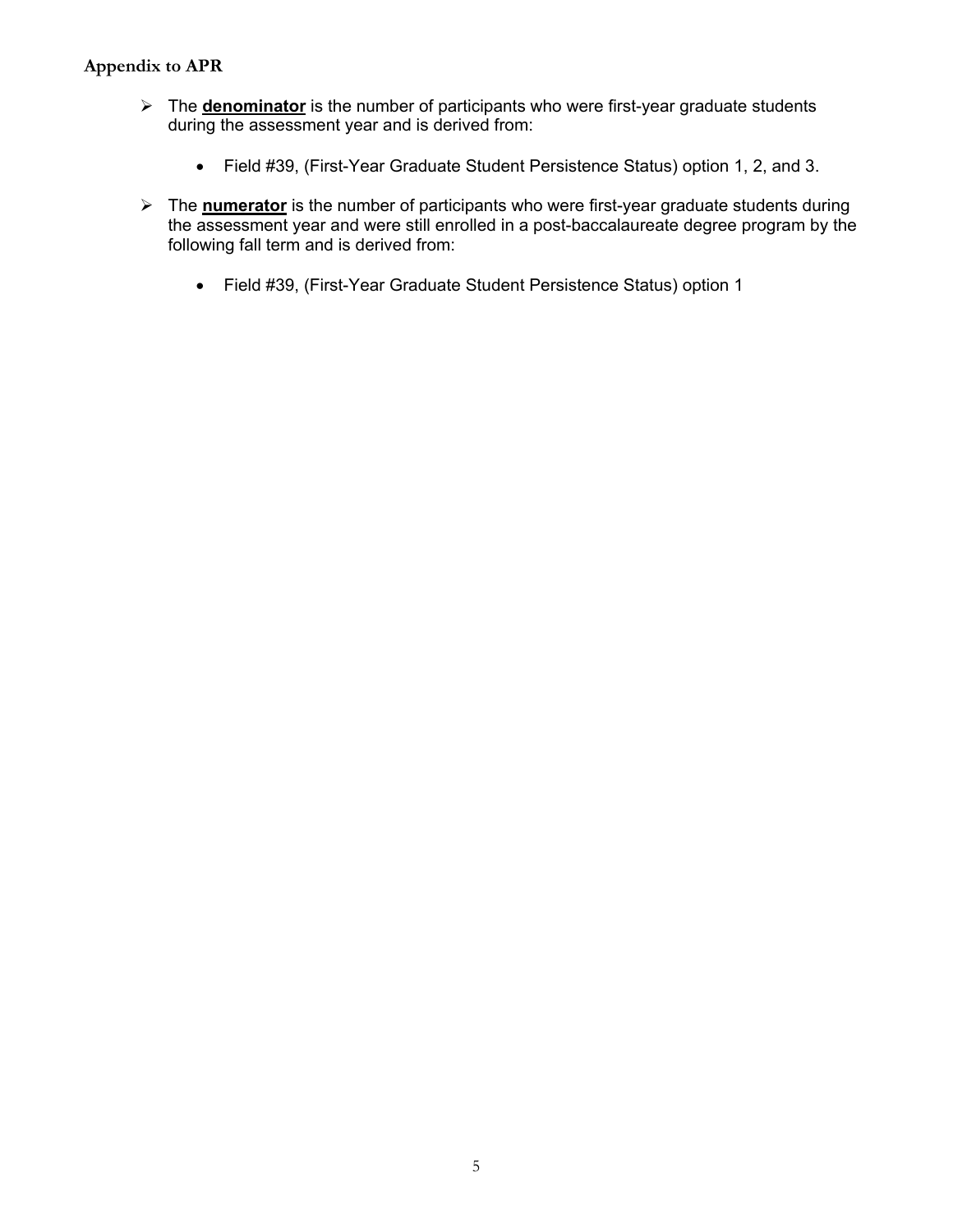**Appendix to APR**

- The **denominator** is the number of participants who were first-year graduate students during the assessment year and is derived from:
  - Field #39, (First-Year Graduate Student Persistence Status) option 1, 2, and 3.
- The **numerator** is the number of participants who were first-year graduate students during the assessment year and were still enrolled in a post-baccalaureate degree program by the following fall term and is derived from:
  - Field #39, (First-Year Graduate Student Persistence Status) option 1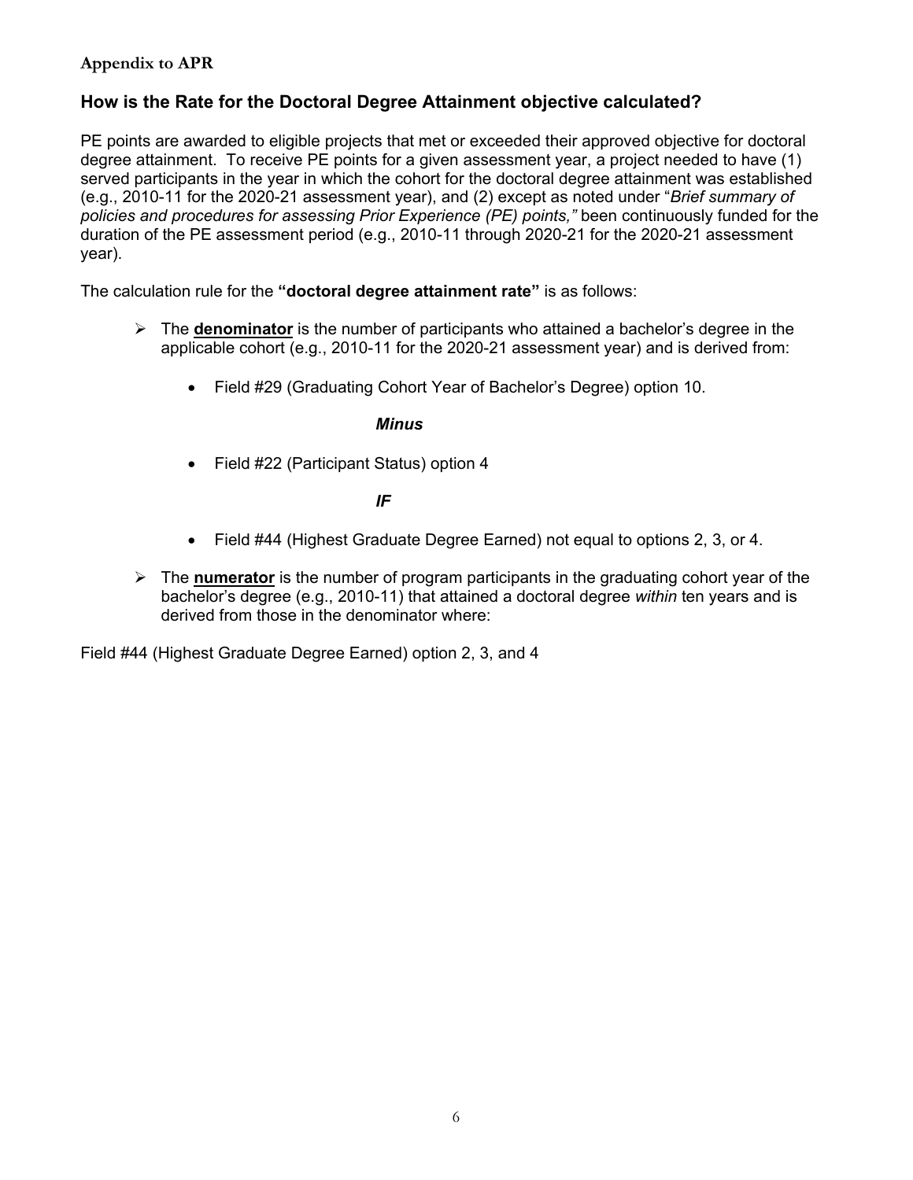**Appendix to APR**

## How is the Rate for the Doctoral Degree Attainment objective calculated?

PE points are awarded to eligible projects that met or exceeded their approved objective for doctoral degree attainment. To receive PE points for a given assessment year, a project needed to have (1) served participants in the year in which the cohort for the doctoral degree attainment was established (e.g., 2010-11 for the 2020-21 assessment year), and (2) except as noted under "*Brief summary of policies and procedures for assessing Prior Experience (PE) points,"* been continuously funded for the duration of the PE assessment period (e.g., 2010-11 through 2020-21 for the 2020-21 assessment year).

The calculation rule for the **"doctoral degree attainment rate"** is as follows:

- The **denominator** is the number of participants who attained a bachelor's degree in the applicable cohort (e.g., 2010-11 for the 2020-21 assessment year) and is derived from:

  - Field #29 (Graduating Cohort Year of Bachelor's Degree) option 10.

  ***Minus***

  - Field #22 (Participant Status) option 4

  ***IF***

  - Field #44 (Highest Graduate Degree Earned) not equal to options 2, 3, or 4.

- The **numerator** is the number of program participants in the graduating cohort year of the bachelor's degree (e.g., 2010-11) that attained a doctoral degree *within* ten years and is derived from those in the denominator where:

Field #44 (Highest Graduate Degree Earned) option 2, 3, and 4